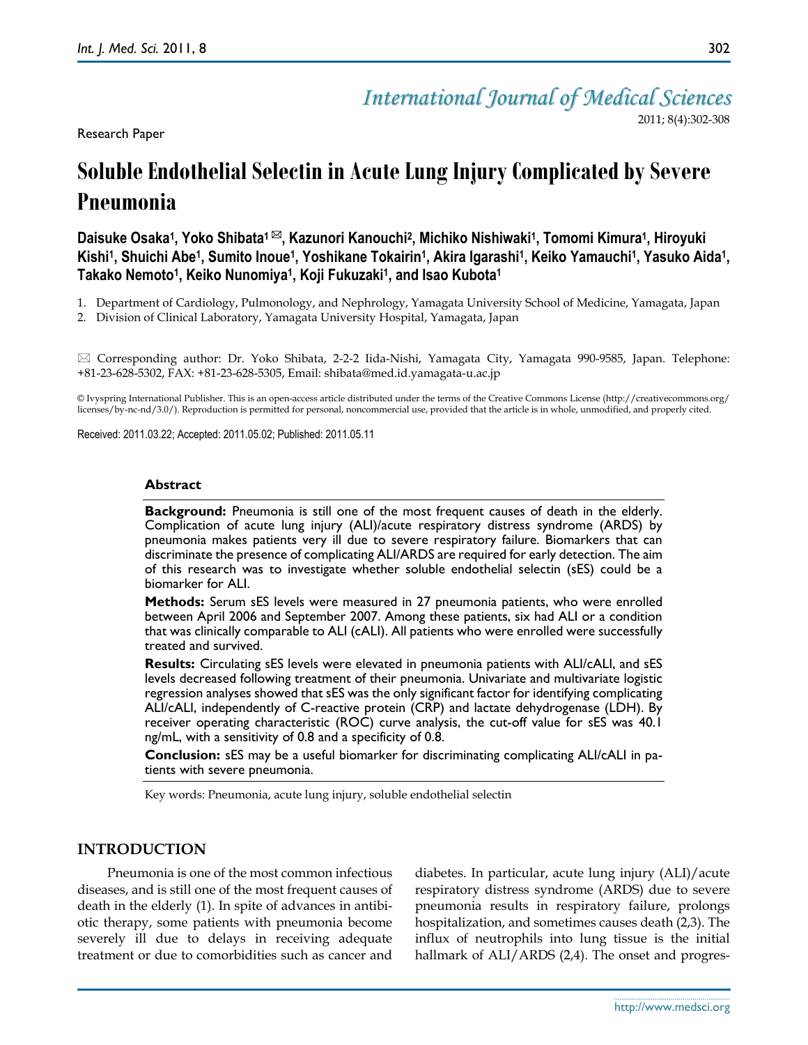Research Paper

# Soluble Endothelial Selectin in Acute Lung Injury Complicated by Severe Pneumonia

**Daisuke Osaka[1], Yoko Shibata[1] ✉, Kazunori Kanouchi[2], Michiko Nishiwaki[1], Tomomi Kimura[1], Hiroyuki Kishi[1], Shuichi Abe[1], Sumito Inoue[1], Yoshikane Tokairin[1], Akira Igarashi[1], Keiko Yamauchi[1], Yasuko Aida[1], Takako Nemoto[1], Keiko Nunomiya[1], Koji Fukuzaki[1], and Isao Kubota[1]**

1. Department of Cardiology, Pulmonology, and Nephrology, Yamagata University School of Medicine, Yamagata, Japan
2. Division of Clinical Laboratory, Yamagata University Hospital, Yamagata, Japan

✉ Corresponding author: Dr. Yoko Shibata, 2-2-2 Iida-Nishi, Yamagata City, Yamagata 990-9585, Japan. Telephone: +81-23-628-5302, FAX: +81-23-628-5305, Email: shibata@med.id.yamagata-u.ac.jp

© Ivyspring International Publisher. This is an open-access article distributed under the terms of the Creative Commons License (http://creativecommons.org/licenses/by-nc-nd/3.0/). Reproduction is permitted for personal, noncommercial use, provided that the article is in whole, unmodified, and properly cited.

Received: 2011.03.22; Accepted: 2011.05.02; Published: 2011.05.11

## Abstract

**Background:** Pneumonia is still one of the most frequent causes of death in the elderly. Complication of acute lung injury (ALI)/acute respiratory distress syndrome (ARDS) by pneumonia makes patients very ill due to severe respiratory failure. Biomarkers that can discriminate the presence of complicating ALI/ARDS are required for early detection. The aim of this research was to investigate whether soluble endothelial selectin (sES) could be a biomarker for ALI.

**Methods:** Serum sES levels were measured in 27 pneumonia patients, who were enrolled between April 2006 and September 2007. Among these patients, six had ALI or a condition that was clinically comparable to ALI (cALI). All patients who were enrolled were successfully treated and survived.

**Results:** Circulating sES levels were elevated in pneumonia patients with ALI/cALI, and sES levels decreased following treatment of their pneumonia. Univariate and multivariate logistic regression analyses showed that sES was the only significant factor for identifying complicating ALI/cALI, independently of C-reactive protein (CRP) and lactate dehydrogenase (LDH). By receiver operating characteristic (ROC) curve analysis, the cut-off value for sES was 40.1 ng/mL, with a sensitivity of 0.8 and a specificity of 0.8.

**Conclusion:** sES may be a useful biomarker for discriminating complicating ALI/cALI in patients with severe pneumonia.

Key words: Pneumonia, acute lung injury, soluble endothelial selectin

## INTRODUCTION

Pneumonia is one of the most common infectious diseases, and is still one of the most frequent causes of death in the elderly (1). In spite of advances in antibiotic therapy, some patients with pneumonia become severely ill due to delays in receiving adequate treatment or due to comorbidities such as cancer and diabetes. In particular, acute lung injury (ALI)/acute respiratory distress syndrome (ARDS) due to severe pneumonia results in respiratory failure, prolongs hospitalization, and sometimes causes death (2,3). The influx of neutrophils into lung tissue is the initial hallmark of ALI/ARDS (2,4). The onset and progres-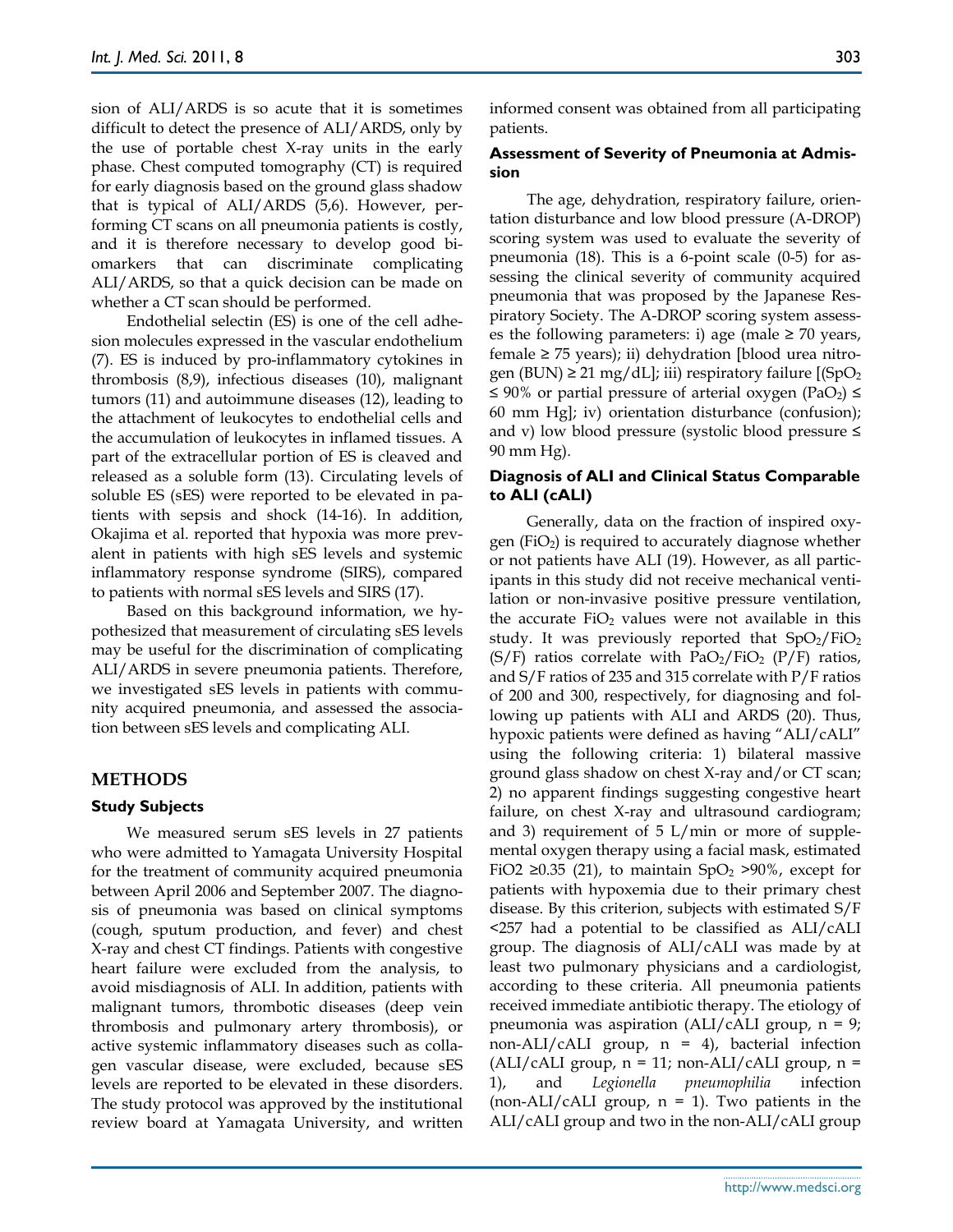sion of ALI/ARDS is so acute that it is sometimes difficult to detect the presence of ALI/ARDS, only by the use of portable chest X-ray units in the early phase. Chest computed tomography (CT) is required for early diagnosis based on the ground glass shadow that is typical of ALI/ARDS (5,6). However, performing CT scans on all pneumonia patients is costly, and it is therefore necessary to develop good biomarkers that can discriminate complicating ALI/ARDS, so that a quick decision can be made on whether a CT scan should be performed.

Endothelial selectin (ES) is one of the cell adhesion molecules expressed in the vascular endothelium (7). ES is induced by pro-inflammatory cytokines in thrombosis (8,9), infectious diseases (10), malignant tumors (11) and autoimmune diseases (12), leading to the attachment of leukocytes to endothelial cells and the accumulation of leukocytes in inflamed tissues. A part of the extracellular portion of ES is cleaved and released as a soluble form (13). Circulating levels of soluble ES (sES) were reported to be elevated in patients with sepsis and shock (14-16). In addition, Okajima et al. reported that hypoxia was more prevalent in patients with high sES levels and systemic inflammatory response syndrome (SIRS), compared to patients with normal sES levels and SIRS (17).

Based on this background information, we hypothesized that measurement of circulating sES levels may be useful for the discrimination of complicating ALI/ARDS in severe pneumonia patients. Therefore, we investigated sES levels in patients with community acquired pneumonia, and assessed the association between sES levels and complicating ALI.

## METHODS

### Study Subjects

We measured serum sES levels in 27 patients who were admitted to Yamagata University Hospital for the treatment of community acquired pneumonia between April 2006 and September 2007. The diagnosis of pneumonia was based on clinical symptoms (cough, sputum production, and fever) and chest X-ray and chest CT findings. Patients with congestive heart failure were excluded from the analysis, to avoid misdiagnosis of ALI. In addition, patients with malignant tumors, thrombotic diseases (deep vein thrombosis and pulmonary artery thrombosis), or active systemic inflammatory diseases such as collagen vascular disease, were excluded, because sES levels are reported to be elevated in these disorders. The study protocol was approved by the institutional review board at Yamagata University, and written informed consent was obtained from all participating patients.

### Assessment of Severity of Pneumonia at Admission

The age, dehydration, respiratory failure, orientation disturbance and low blood pressure (A-DROP) scoring system was used to evaluate the severity of pneumonia (18). This is a 6-point scale (0-5) for assessing the clinical severity of community acquired pneumonia that was proposed by the Japanese Respiratory Society. The A-DROP scoring system assesses the following parameters: i) age (male ≥ 70 years, female ≥ 75 years); ii) dehydration [blood urea nitrogen (BUN) ≥ 21 mg/dL]; iii) respiratory failure [($SpO_2$ ≤ 90% or partial pressure of arterial oxygen ($PaO_2$) ≤ 60 mm Hg]; iv) orientation disturbance (confusion); and v) low blood pressure (systolic blood pressure ≤ 90 mm Hg).

### Diagnosis of ALI and Clinical Status Comparable to ALI (cALI)

Generally, data on the fraction of inspired oxygen ($FiO_2$) is required to accurately diagnose whether or not patients have ALI (19). However, as all participants in this study did not receive mechanical ventilation or non-invasive positive pressure ventilation, the accurate $FiO_2$ values were not available in this study. It was previously reported that $SpO_2/FiO_2$ (S/F) ratios correlate with $PaO_2/FiO_2$ (P/F) ratios, and S/F ratios of 235 and 315 correlate with P/F ratios of 200 and 300, respectively, for diagnosing and following up patients with ALI and ARDS (20). Thus, hypoxic patients were defined as having "ALI/cALI" using the following criteria: 1) bilateral massive ground glass shadow on chest X-ray and/or CT scan; 2) no apparent findings suggesting congestive heart failure, on chest X-ray and ultrasound cardiogram; and 3) requirement of 5 L/min or more of supplemental oxygen therapy using a facial mask, estimated FiO2 ≥0.35 (21), to maintain $SpO_2$ >90%, except for patients with hypoxemia due to their primary chest disease. By this criterion, subjects with estimated S/F <257 had a potential to be classified as ALI/cALI group. The diagnosis of ALI/cALI was made by at least two pulmonary physicians and a cardiologist, according to these criteria. All pneumonia patients received immediate antibiotic therapy. The etiology of pneumonia was aspiration (ALI/cALI group, n = 9; non-ALI/cALI group, n = 4), bacterial infection (ALI/cALI group, n = 11; non-ALI/cALI group, n = 1), and *Legionella pneumophilia* infection (non-ALI/cALI group, n = 1). Two patients in the ALI/cALI group and two in the non-ALI/cALI group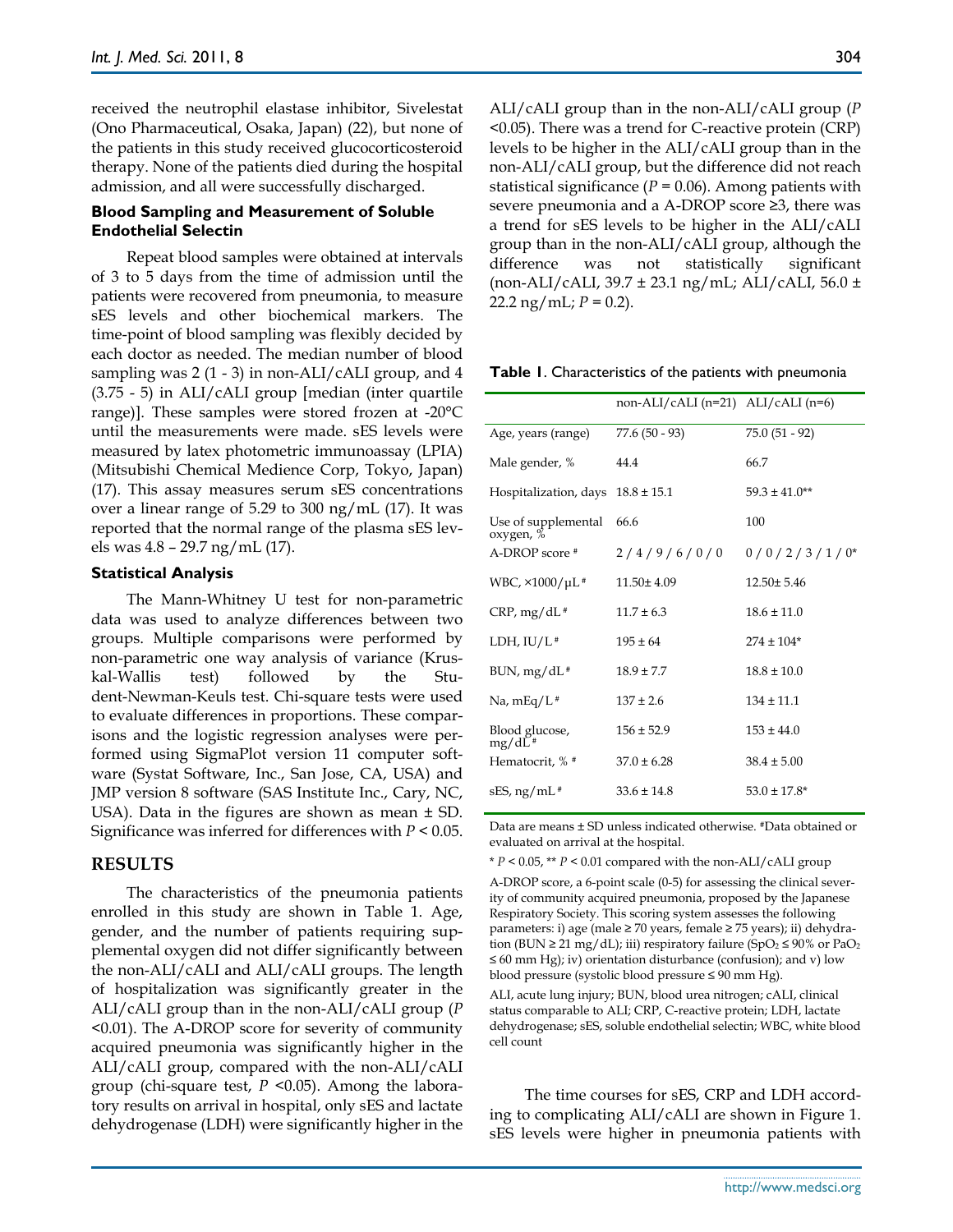received the neutrophil elastase inhibitor, Sivelestat (Ono Pharmaceutical, Osaka, Japan) (22), but none of the patients in this study received glucocorticosteroid therapy. None of the patients died during the hospital admission, and all were successfully discharged.

### Blood Sampling and Measurement of Soluble Endothelial Selectin

Repeat blood samples were obtained at intervals of 3 to 5 days from the time of admission until the patients were recovered from pneumonia, to measure sES levels and other biochemical markers. The time-point of blood sampling was flexibly decided by each doctor as needed. The median number of blood sampling was 2 (1 - 3) in non-ALI/cALI group, and 4 (3.75 - 5) in ALI/cALI group [median (inter quartile range)]. These samples were stored frozen at -20°C until the measurements were made. sES levels were measured by latex photometric immunoassay (LPIA) (Mitsubishi Chemical Medience Corp, Tokyo, Japan) (17). This assay measures serum sES concentrations over a linear range of 5.29 to 300 ng/mL (17). It was reported that the normal range of the plasma sES levels was 4.8 – 29.7 ng/mL (17).

### Statistical Analysis

The Mann-Whitney U test for non-parametric data was used to analyze differences between two groups. Multiple comparisons were performed by non-parametric one way analysis of variance (Kruskal-Wallis test) followed by the Student-Newman-Keuls test. Chi-square tests were used to evaluate differences in proportions. These comparisons and the logistic regression analyses were performed using SigmaPlot version 11 computer software (Systat Software, Inc., San Jose, CA, USA) and JMP version 8 software (SAS Institute Inc., Cary, NC, USA). Data in the figures are shown as mean ± SD. Significance was inferred for differences with $P < 0.05$.

## RESULTS

The characteristics of the pneumonia patients enrolled in this study are shown in Table 1. Age, gender, and the number of patients requiring supplemental oxygen did not differ significantly between the non-ALI/cALI and ALI/cALI groups. The length of hospitalization was significantly greater in the ALI/cALI group than in the non-ALI/cALI group ($P < 0.01$). The A-DROP score for severity of community acquired pneumonia was significantly higher in the ALI/cALI group, compared with the non-ALI/cALI group (chi-square test, $P < 0.05$). Among the laboratory results on arrival in hospital, only sES and lactate dehydrogenase (LDH) were significantly higher in the ALI/cALI group than in the non-ALI/cALI group ($P < 0.05$). There was a trend for C-reactive protein (CRP) levels to be higher in the ALI/cALI group than in the non-ALI/cALI group, but the difference did not reach statistical significance ($P = 0.06$). Among patients with severe pneumonia and a A-DROP score ≥3, there was a trend for sES levels to be higher in the ALI/cALI group than in the non-ALI/cALI group, although the difference was not statistically significant (non-ALI/cALI, 39.7 ± 23.1 ng/mL; ALI/cALI, 56.0 ± 22.2 ng/mL; $P = 0.2$).

**Table 1**. Characteristics of the patients with pneumonia

| | non-ALI/cALI (n=21) | ALI/cALI (n=6) |
|---|---|---|
| Age, years (range) | 77.6 (50 - 93) | 75.0 (51 - 92) |
| Male gender, % | 44.4 | 66.7 |
| Hospitalization, days | 18.8 ± 15.1 | 59.3 ± 41.0** |
| Use of supplemental oxygen, % | 66.6 | 100 |
| A-DROP score # | 2 / 4 / 9 / 6 / 0 / 0 | 0 / 0 / 2 / 3 / 1 / 0* |
| WBC, ×1000/μL # | 11.50± 4.09 | 12.50± 5.46 |
| CRP, mg/dL # | 11.7 ± 6.3 | 18.6 ± 11.0 |
| LDH, IU/L # | 195 ± 64 | 274 ± 104* |
| BUN, mg/dL # | 18.9 ± 7.7 | 18.8 ± 10.0 |
| Na, mEq/L # | 137 ± 2.6 | 134 ± 11.1 |
| Blood glucose, mg/dL # | 156 ± 52.9 | 153 ± 44.0 |
| Hematocrit, % # | 37.0 ± 6.28 | 38.4 ± 5.00 |
| sES, ng/mL # | 33.6 ± 14.8 | 53.0 ± 17.8* |

Data are means ± SD unless indicated otherwise. #Data obtained or evaluated on arrival at the hospital.

* $P < 0.05$, ** $P < 0.01$ compared with the non-ALI/cALI group

A-DROP score, a 6-point scale (0-5) for assessing the clinical severity of community acquired pneumonia, proposed by the Japanese Respiratory Society. This scoring system assesses the following parameters: i) age (male ≥ 70 years, female ≥ 75 years); ii) dehydration (BUN ≥ 21 mg/dL); iii) respiratory failure ($SpO_2$ ≤ 90% or $PaO_2$ ≤ 60 mm Hg); iv) orientation disturbance (confusion); and v) low blood pressure (systolic blood pressure ≤ 90 mm Hg).

ALI, acute lung injury; BUN, blood urea nitrogen; cALI, clinical status comparable to ALI; CRP, C-reactive protein; LDH, lactate dehydrogenase; sES, soluble endothelial selectin; WBC, white blood cell count

The time courses for sES, CRP and LDH according to complicating ALI/cALI are shown in Figure 1. sES levels were higher in pneumonia patients with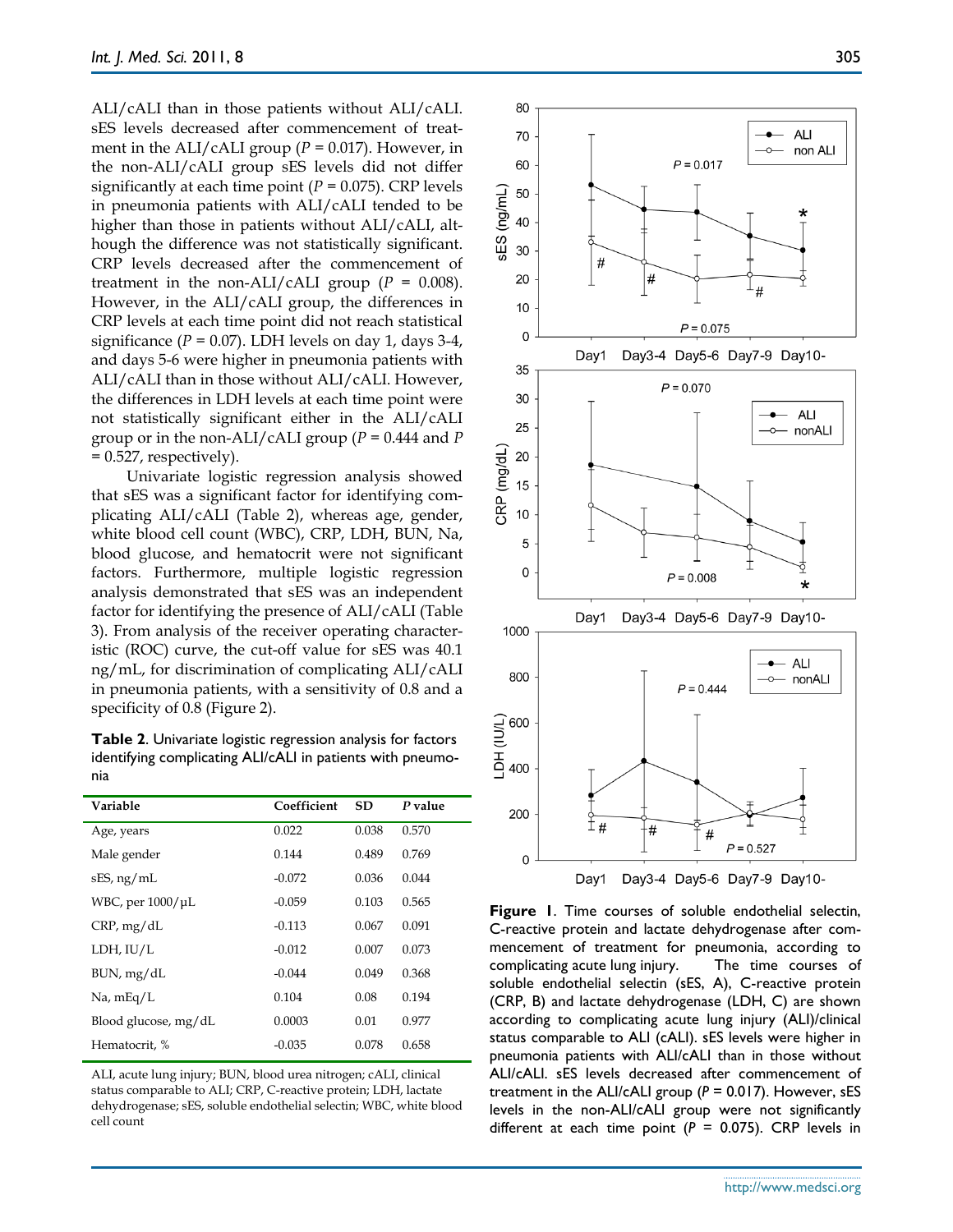ALI/cALI than in those patients without ALI/cALI. sES levels decreased after commencement of treatment in the ALI/cALI group ($P$ = 0.017). However, in the non-ALI/cALI group sES levels did not differ significantly at each time point ($P$ = 0.075). CRP levels in pneumonia patients with ALI/cALI tended to be higher than those in patients without ALI/cALI, although the difference was not statistically significant. CRP levels decreased after the commencement of treatment in the non-ALI/cALI group ($P$ = 0.008). However, in the ALI/cALI group, the differences in CRP levels at each time point did not reach statistical significance ($P$ = 0.07). LDH levels on day 1, days 3-4, and days 5-6 were higher in pneumonia patients with ALI/cALI than in those without ALI/cALI. However, the differences in LDH levels at each time point were not statistically significant either in the ALI/cALI group or in the non-ALI/cALI group ($P$ = 0.444 and $P$ = 0.527, respectively).

Univariate logistic regression analysis showed that sES was a significant factor for identifying complicating ALI/cALI (Table 2), whereas age, gender, white blood cell count (WBC), CRP, LDH, BUN, Na, blood glucose, and hematocrit were not significant factors. Furthermore, multiple logistic regression analysis demonstrated that sES was an independent factor for identifying the presence of ALI/cALI (Table 3). From analysis of the receiver operating characteristic (ROC) curve, the cut-off value for sES was 40.1 ng/mL, for discrimination of complicating ALI/cALI in pneumonia patients, with a sensitivity of 0.8 and a specificity of 0.8 (Figure 2).

**Table 2**. Univariate logistic regression analysis for factors identifying complicating ALI/cALI in patients with pneumonia

| Variable | Coefficient | SD | *P* value |
|---|---|---|---|
| Age, years | 0.022 | 0.038 | 0.570 |
| Male gender | 0.144 | 0.489 | 0.769 |
| sES, ng/mL | -0.072 | 0.036 | 0.044 |
| WBC, per 1000/μL | -0.059 | 0.103 | 0.565 |
| CRP, mg/dL | -0.113 | 0.067 | 0.091 |
| LDH, IU/L | -0.012 | 0.007 | 0.073 |
| BUN, mg/dL | -0.044 | 0.049 | 0.368 |
| Na, mEq/L | 0.104 | 0.08 | 0.194 |
| Blood glucose, mg/dL | 0.0003 | 0.01 | 0.977 |
| Hematocrit, % | -0.035 | 0.078 | 0.658 |

ALI, acute lung injury; BUN, blood urea nitrogen; cALI, clinical status comparable to ALI; CRP, C-reactive protein; LDH, lactate dehydrogenase; sES, soluble endothelial selectin; WBC, white blood cell count

**Figure 1**. Time courses of soluble endothelial selectin, C-reactive protein and lactate dehydrogenase after commencement of treatment for pneumonia, according to complicating acute lung injury. The time courses of soluble endothelial selectin (sES, A), C-reactive protein (CRP, B) and lactate dehydrogenase (LDH, C) are shown according to complicating acute lung injury (ALI)/clinical status comparable to ALI (cALI). sES levels were higher in pneumonia patients with ALI/cALI than in those without ALI/cALI. sES levels decreased after commencement of treatment in the ALI/cALI group ($P$ = 0.017). However, sES levels in the non-ALI/cALI group were not significantly different at each time point ($P$ = 0.075). CRP levels in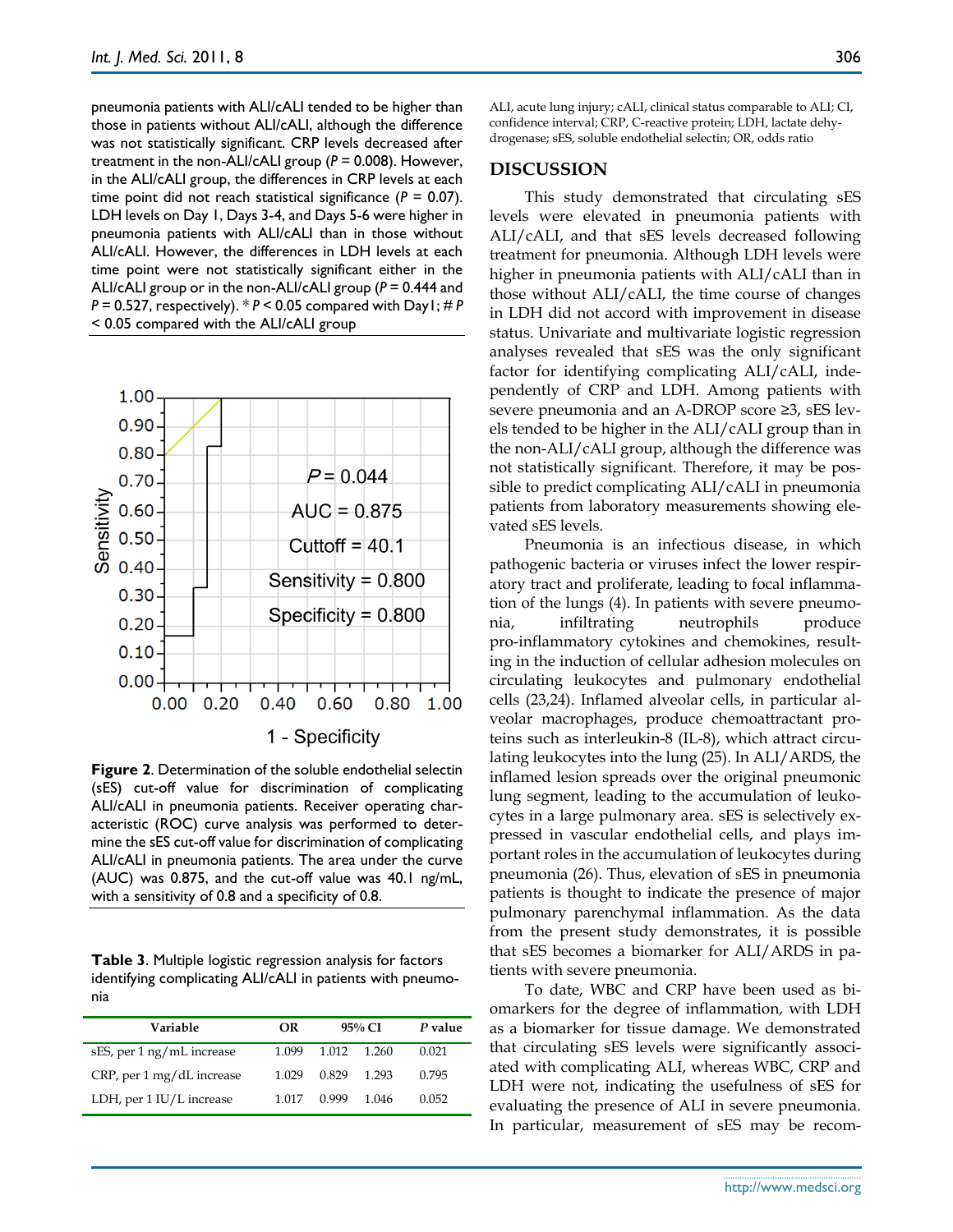pneumonia patients with ALI/cALI tended to be higher than those in patients without ALI/cALI, although the difference was not statistically significant. CRP levels decreased after treatment in the non-ALI/cALI group ($P$ = 0.008). However, in the ALI/cALI group, the differences in CRP levels at each time point did not reach statistical significance ($P$ = 0.07). LDH levels on Day 1, Days 3-4, and Days 5-6 were higher in pneumonia patients with ALI/cALI than in those without ALI/cALI. However, the differences in LDH levels at each time point were not statistically significant either in the ALI/cALI group or in the non-ALI/cALI group ($P$ = 0.444 and $P$ = 0.527, respectively). * $P$ < 0.05 compared with Day1; # $P$ < 0.05 compared with the ALI/cALI group

**Figure 2**. Determination of the soluble endothelial selectin (sES) cut-off value for discrimination of complicating ALI/cALI in pneumonia patients. Receiver operating characteristic (ROC) curve analysis was performed to determine the sES cut-off value for discrimination of complicating ALI/cALI in pneumonia patients. The area under the curve (AUC) was 0.875, and the cut-off value was 40.1 ng/mL, with a sensitivity of 0.8 and a specificity of 0.8.

**Table 3**. Multiple logistic regression analysis for factors identifying complicating ALI/cALI in patients with pneumonia

| Variable | OR | 95% CI | | $P$ value |
|---|---|---|---|---|
| sES, per 1 ng/mL increase | 1.099 | 1.012 | 1.260 | 0.021 |
| CRP, per 1 mg/dL increase | 1.029 | 0.829 | 1.293 | 0.795 |
| LDH, per 1 IU/L increase | 1.017 | 0.999 | 1.046 | 0.052 |

ALI, acute lung injury; cALI, clinical status comparable to ALI; CI, confidence interval; CRP, C-reactive protein; LDH, lactate dehydrogenase; sES, soluble endothelial selectin; OR, odds ratio

## DISCUSSION

This study demonstrated that circulating sES levels were elevated in pneumonia patients with ALI/cALI, and that sES levels decreased following treatment for pneumonia. Although LDH levels were higher in pneumonia patients with ALI/cALI than in those without ALI/cALI, the time course of changes in LDH did not accord with improvement in disease status. Univariate and multivariate logistic regression analyses revealed that sES was the only significant factor for identifying complicating ALI/cALI, independently of CRP and LDH. Among patients with severe pneumonia and an A-DROP score ≥3, sES levels tended to be higher in the ALI/cALI group than in the non-ALI/cALI group, although the difference was not statistically significant. Therefore, it may be possible to predict complicating ALI/cALI in pneumonia patients from laboratory measurements showing elevated sES levels.

Pneumonia is an infectious disease, in which pathogenic bacteria or viruses infect the lower respiratory tract and proliferate, leading to focal inflammation of the lungs (4). In patients with severe pneumonia, infiltrating neutrophils produce pro-inflammatory cytokines and chemokines, resulting in the induction of cellular adhesion molecules on circulating leukocytes and pulmonary endothelial cells (23,24). Inflamed alveolar cells, in particular alveolar macrophages, produce chemoattractant proteins such as interleukin-8 (IL-8), which attract circulating leukocytes into the lung (25). In ALI/ARDS, the inflamed lesion spreads over the original pneumonic lung segment, leading to the accumulation of leukocytes in a large pulmonary area. sES is selectively expressed in vascular endothelial cells, and plays important roles in the accumulation of leukocytes during pneumonia (26). Thus, elevation of sES in pneumonia patients is thought to indicate the presence of major pulmonary parenchymal inflammation. As the data from the present study demonstrates, it is possible that sES becomes a biomarker for ALI/ARDS in patients with severe pneumonia.

To date, WBC and CRP have been used as biomarkers for the degree of inflammation, with LDH as a biomarker for tissue damage. We demonstrated that circulating sES levels were significantly associated with complicating ALI, whereas WBC, CRP and LDH were not, indicating the usefulness of sES for evaluating the presence of ALI in severe pneumonia. In particular, measurement of sES may be recom-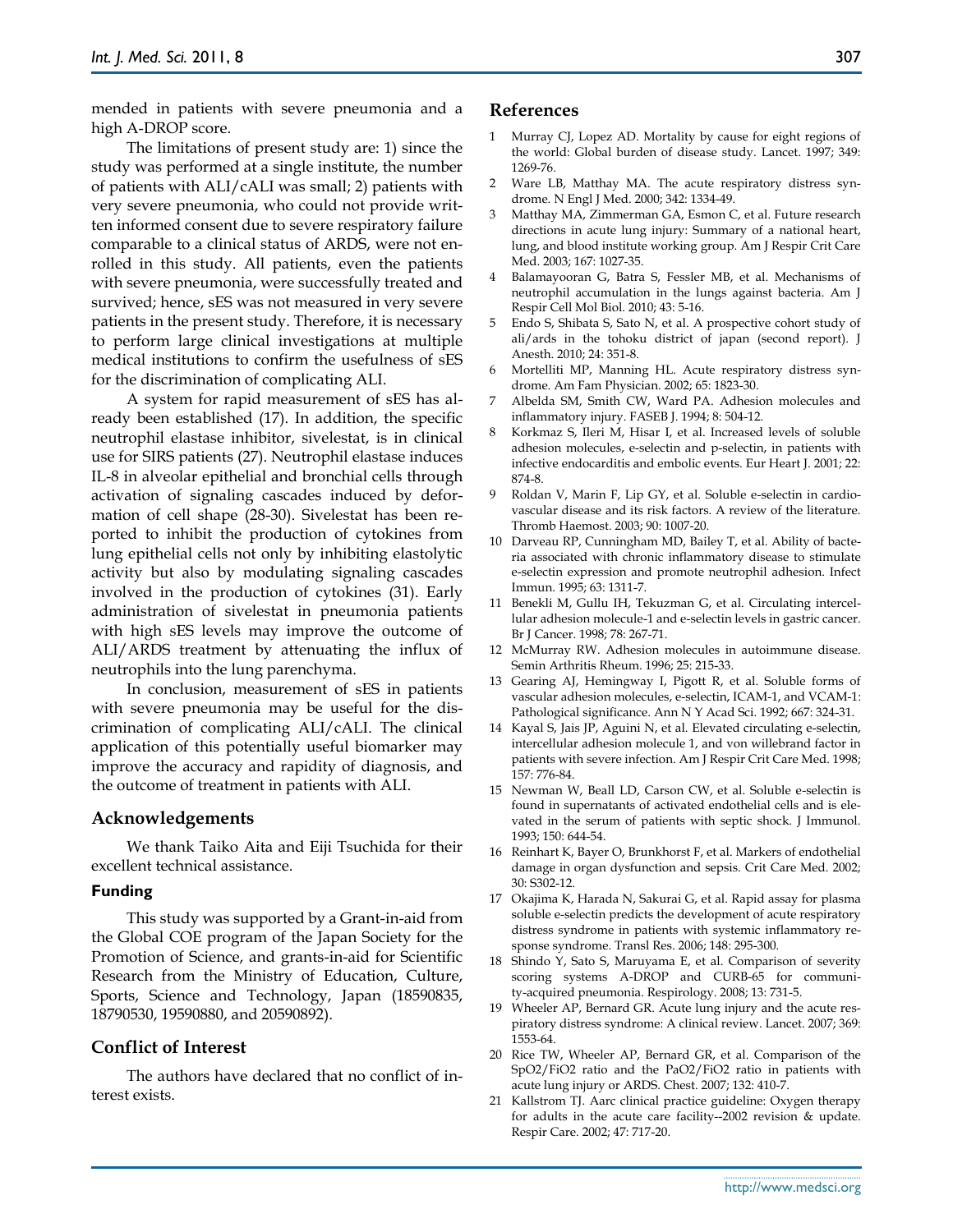mended in patients with severe pneumonia and a high A-DROP score.

The limitations of present study are: 1) since the study was performed at a single institute, the number of patients with ALI/cALI was small; 2) patients with very severe pneumonia, who could not provide written informed consent due to severe respiratory failure comparable to a clinical status of ARDS, were not enrolled in this study. All patients, even the patients with severe pneumonia, were successfully treated and survived; hence, sES was not measured in very severe patients in the present study. Therefore, it is necessary to perform large clinical investigations at multiple medical institutions to confirm the usefulness of sES for the discrimination of complicating ALI.

A system for rapid measurement of sES has already been established (17). In addition, the specific neutrophil elastase inhibitor, sivelestat, is in clinical use for SIRS patients (27). Neutrophil elastase induces IL-8 in alveolar epithelial and bronchial cells through activation of signaling cascades induced by deformation of cell shape (28-30). Sivelestat has been reported to inhibit the production of cytokines from lung epithelial cells not only by inhibiting elastolytic activity but also by modulating signaling cascades involved in the production of cytokines (31). Early administration of sivelestat in pneumonia patients with high sES levels may improve the outcome of ALI/ARDS treatment by attenuating the influx of neutrophils into the lung parenchyma.

In conclusion, measurement of sES in patients with severe pneumonia may be useful for the discrimination of complicating ALI/cALI. The clinical application of this potentially useful biomarker may improve the accuracy and rapidity of diagnosis, and the outcome of treatment in patients with ALI.

## Acknowledgements

We thank Taiko Aita and Eiji Tsuchida for their excellent technical assistance.

### Funding

This study was supported by a Grant-in-aid from the Global COE program of the Japan Society for the Promotion of Science, and grants-in-aid for Scientific Research from the Ministry of Education, Culture, Sports, Science and Technology, Japan (18590835, 18790530, 19590880, and 20590892).

## Conflict of Interest

The authors have declared that no conflict of interest exists.

## References

1. Murray CJ, Lopez AD. Mortality by cause for eight regions of the world: Global burden of disease study. Lancet. 1997; 349: 1269-76.
2. Ware LB, Matthay MA. The acute respiratory distress syndrome. N Engl J Med. 2000; 342: 1334-49.
3. Matthay MA, Zimmerman GA, Esmon C, et al. Future research directions in acute lung injury: Summary of a national heart, lung, and blood institute working group. Am J Respir Crit Care Med. 2003; 167: 1027-35.
4. Balamayooran G, Batra S, Fessler MB, et al. Mechanisms of neutrophil accumulation in the lungs against bacteria. Am J Respir Cell Mol Biol. 2010; 43: 5-16.
5. Endo S, Shibata S, Sato N, et al. A prospective cohort study of ali/ards in the tohoku district of japan (second report). J Anesth. 2010; 24: 351-8.
6. Mortelliti MP, Manning HL. Acute respiratory distress syndrome. Am Fam Physician. 2002; 65: 1823-30.
7. Albelda SM, Smith CW, Ward PA. Adhesion molecules and inflammatory injury. FASEB J. 1994; 8: 504-12.
8. Korkmaz S, Ileri M, Hisar I, et al. Increased levels of soluble adhesion molecules, e-selectin and p-selectin, in patients with infective endocarditis and embolic events. Eur Heart J. 2001; 22: 874-8.
9. Roldan V, Marin F, Lip GY, et al. Soluble e-selectin in cardiovascular disease and its risk factors. A review of the literature. Thromb Haemost. 2003; 90: 1007-20.
10. Darveau RP, Cunningham MD, Bailey T, et al. Ability of bacteria associated with chronic inflammatory disease to stimulate e-selectin expression and promote neutrophil adhesion. Infect Immun. 1995; 63: 1311-7.
11. Benekli M, Gullu IH, Tekuzman G, et al. Circulating intercellular adhesion molecule-1 and e-selectin levels in gastric cancer. Br J Cancer. 1998; 78: 267-71.
12. McMurray RW. Adhesion molecules in autoimmune disease. Semin Arthritis Rheum. 1996; 25: 215-33.
13. Gearing AJ, Hemingway I, Pigott R, et al. Soluble forms of vascular adhesion molecules, e-selectin, ICAM-1, and VCAM-1: Pathological significance. Ann N Y Acad Sci. 1992; 667: 324-31.
14. Kayal S, Jais JP, Aguini N, et al. Elevated circulating e-selectin, intercellular adhesion molecule 1, and von willebrand factor in patients with severe infection. Am J Respir Crit Care Med. 1998; 157: 776-84.
15. Newman W, Beall LD, Carson CW, et al. Soluble e-selectin is found in supernatants of activated endothelial cells and is elevated in the serum of patients with septic shock. J Immunol. 1993; 150: 644-54.
16. Reinhart K, Bayer O, Brunkhorst F, et al. Markers of endothelial damage in organ dysfunction and sepsis. Crit Care Med. 2002; 30: S302-12.
17. Okajima K, Harada N, Sakurai G, et al. Rapid assay for plasma soluble e-selectin predicts the development of acute respiratory distress syndrome in patients with systemic inflammatory response syndrome. Transl Res. 2006; 148: 295-300.
18. Shindo Y, Sato S, Maruyama E, et al. Comparison of severity scoring systems A-DROP and CURB-65 for community-acquired pneumonia. Respirology. 2008; 13: 731-5.
19. Wheeler AP, Bernard GR. Acute lung injury and the acute respiratory distress syndrome: A clinical review. Lancet. 2007; 369: 1553-64.
20. Rice TW, Wheeler AP, Bernard GR, et al. Comparison of the SpO2/FiO2 ratio and the PaO2/FiO2 ratio in patients with acute lung injury or ARDS. Chest. 2007; 132: 410-7.
21. Kallstrom TJ. Aarc clinical practice guideline: Oxygen therapy for adults in the acute care facility--2002 revision & update. Respir Care. 2002; 47: 717-20.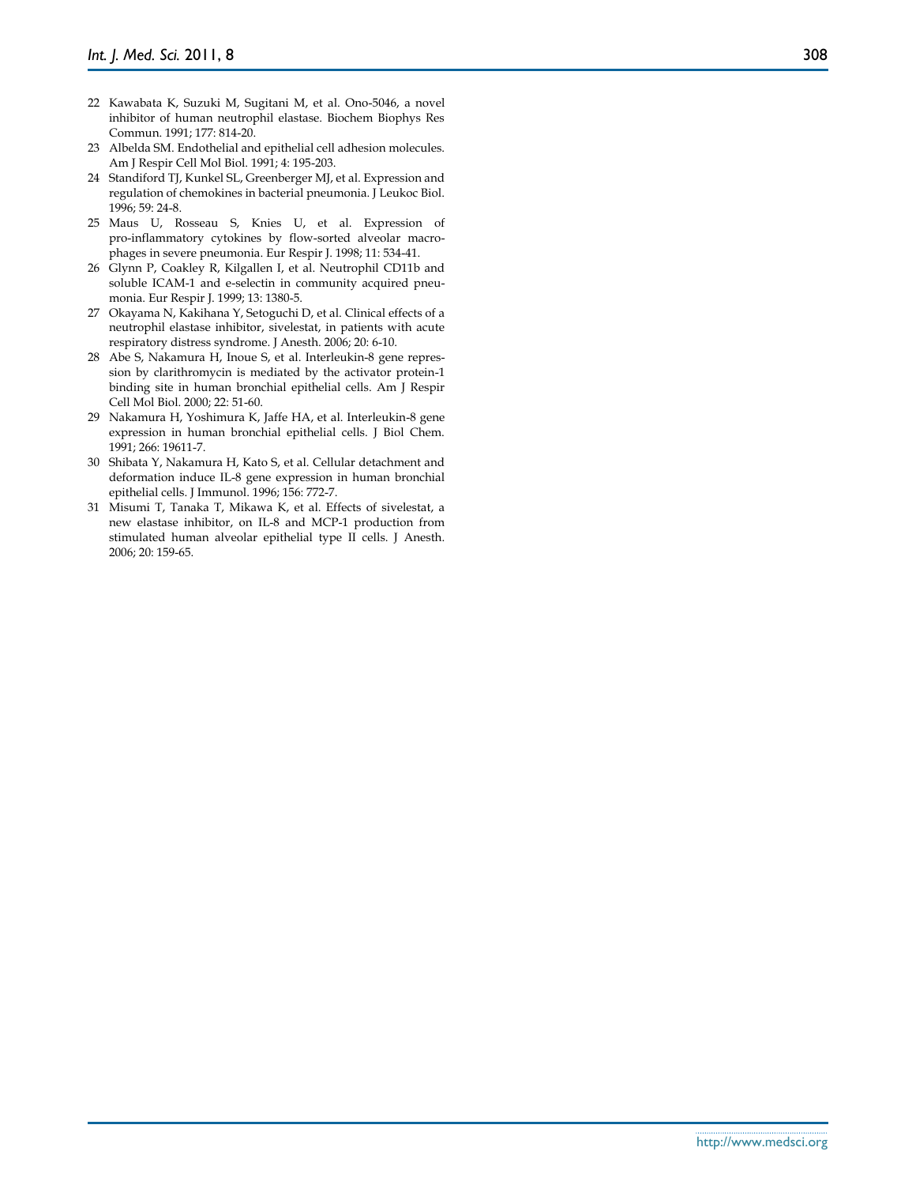22 Kawabata K, Suzuki M, Sugitani M, et al. Ono-5046, a novel inhibitor of human neutrophil elastase. Biochem Biophys Res Commun. 1991; 177: 814-20.

23 Albelda SM. Endothelial and epithelial cell adhesion molecules. Am J Respir Cell Mol Biol. 1991; 4: 195-203.

24 Standiford TJ, Kunkel SL, Greenberger MJ, et al. Expression and regulation of chemokines in bacterial pneumonia. J Leukoc Biol. 1996; 59: 24-8.

25 Maus U, Rosseau S, Knies U, et al. Expression of pro-inflammatory cytokines by flow-sorted alveolar macrophages in severe pneumonia. Eur Respir J. 1998; 11: 534-41.

26 Glynn P, Coakley R, Kilgallen I, et al. Neutrophil CD11b and soluble ICAM-1 and e-selectin in community acquired pneumonia. Eur Respir J. 1999; 13: 1380-5.

27 Okayama N, Kakihana Y, Setoguchi D, et al. Clinical effects of a neutrophil elastase inhibitor, sivelestat, in patients with acute respiratory distress syndrome. J Anesth. 2006; 20: 6-10.

28 Abe S, Nakamura H, Inoue S, et al. Interleukin-8 gene repression by clarithromycin is mediated by the activator protein-1 binding site in human bronchial epithelial cells. Am J Respir Cell Mol Biol. 2000; 22: 51-60.

29 Nakamura H, Yoshimura K, Jaffe HA, et al. Interleukin-8 gene expression in human bronchial epithelial cells. J Biol Chem. 1991; 266: 19611-7.

30 Shibata Y, Nakamura H, Kato S, et al. Cellular detachment and deformation induce IL-8 gene expression in human bronchial epithelial cells. J Immunol. 1996; 156: 772-7.

31 Misumi T, Tanaka T, Mikawa K, et al. Effects of sivelestat, a new elastase inhibitor, on IL-8 and MCP-1 production from stimulated human alveolar epithelial type II cells. J Anesth. 2006; 20: 159-65.